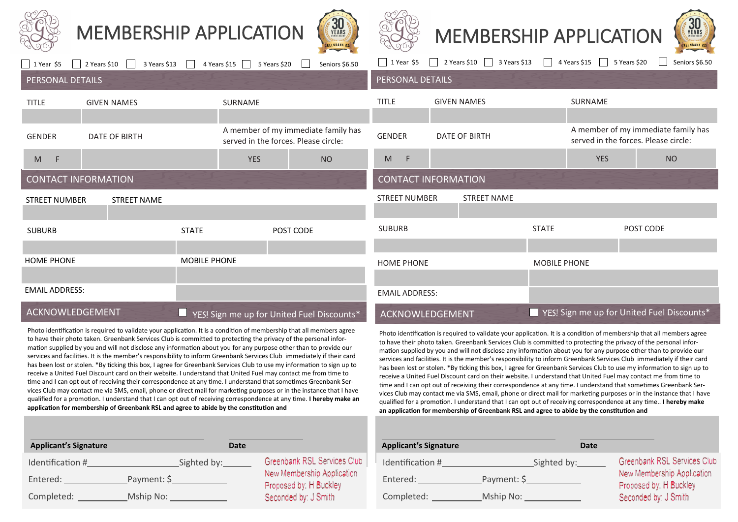# MEMBERSHIP APPLICATION

☐ 1 Year $5 ☐ 2 Years $10 ☐ 3 Years $13 ☐ 4 Years $15 ☐ 5 Years $20 ☐ Seniors $6.50

## PERSONAL DETAILS

| TITLE | GIVEN NAMES | SURNAME | |
|---|---|---|---|
| | | | |
| **GENDER** | **DATE OF BIRTH** | A member of my immediate family has served in the forces. Please circle: | |
| M F | | YES | NO |

## CONTACT INFORMATION

| STREET NUMBER | STREET NAME |
|---|---|
| | |

| SUBURB | STATE | POST CODE |
|---|---|---|
| | | |

| HOME PHONE | MOBILE PHONE |
|---|---|
| | |
| EMAIL ADDRESS: | |

## ACKNOWLEDGEMENT

☐ YES! Sign me up for United Fuel Discounts*

Photo identification is required to validate your application. It is a condition of membership that all members agree to have their photo taken. Greenbank Services Club is committed to protecting the privacy of the personal information supplied by you and will not disclose any information about you for any purpose other than to provide our services and facilities. It is the member's responsibility to inform Greenbank Services Club immediately if their card has been lost or stolen. *By ticking this box, I agree for Greenbank Services Club to use my information to sign up to receive a United Fuel Discount card on their website. I understand that United Fuel may contact me from time to time and I can opt out of receiving their correspondence at any time. I understand that sometimes Greenbank Services Club may contact me via SMS, email, phone or direct mail for marketing purposes or in the instance that I have qualified for a promotion. I understand that I can opt out of receiving correspondence at any time. **I hereby make an application for membership of Greenbank RSL and agree to abide by the constitution and**

______________________________ ______________

**Applicant's Signature** **Date**

Identification #________________ Sighted by:______

Entered: ____________ Payment: $__________

Completed: __________ Mship No: ___________

Greenbank RSL Services Club
New Membership Application
Proposed by: H Buckley
Seconded by: J Smith

---

# MEMBERSHIP APPLICATION

☐ 1 Year $5 ☐ 2 Years $10 ☐ 3 Years $13 ☐ 4 Years $15 ☐ 5 Years $20 ☐ Seniors $6.50

## PERSONAL DETAILS

| TITLE | GIVEN NAMES | SURNAME | |
|---|---|---|---|
| | | | |
| **GENDER** | **DATE OF BIRTH** | A member of my immediate family has served in the forces. Please circle: | |
| M F | | YES | NO |

## CONTACT INFORMATION

| STREET NUMBER | STREET NAME |
|---|---|
| | |

| SUBURB | STATE | POST CODE |
|---|---|---|
| | | |

| HOME PHONE | MOBILE PHONE |
|---|---|
| | |
| EMAIL ADDRESS: | |

## ACKNOWLEDGEMENT

☐ YES! Sign me up for United Fuel Discounts*

Photo identification is required to validate your application. It is a condition of membership that all members agree to have their photo taken. Greenbank Services Club is committed to protecting the privacy of the personal information supplied by you and will not disclose any information about you for any purpose other than to provide our services and facilities. It is the member's responsibility to inform Greenbank Services Club immediately if their card has been lost or stolen. *By ticking this box, I agree for Greenbank Services Club to use my information to sign up to receive a United Fuel Discount card on their website. I understand that United Fuel may contact me from time to time and I can opt out of receiving their correspondence at any time. I understand that sometimes Greenbank Services Club may contact me via SMS, email, phone or direct mail for marketing purposes or in the instance that I have qualified for a promotion. I understand that I can opt out of receiving correspondence at any time.. **I hereby make an application for membership of Greenbank RSL and agree to abide by the constitution and**

______________________________ ______________

**Applicant's Signature** **Date**

Identification #________________ Sighted by:______

Entered: ____________ Payment: $__________

Completed: __________ Mship No: ___________

Greenbank RSL Services Club
New Membership Application
Proposed by: H Buckley
Seconded by: J Smith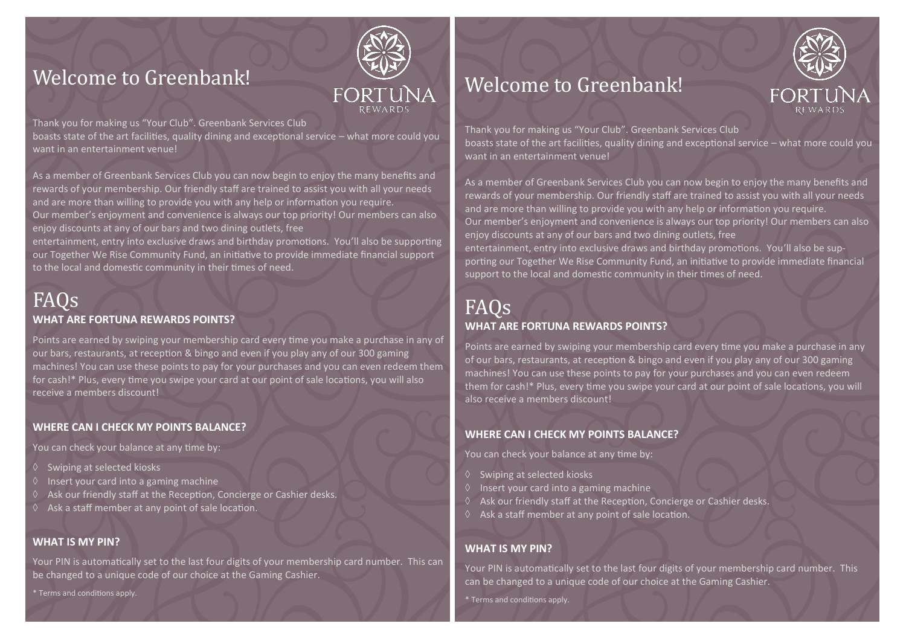# Welcome to Greenbank!

Thank you for making us "Your Club". Greenbank Services Club boasts state of the art facilities, quality dining and exceptional service – what more could you want in an entertainment venue!

As a member of Greenbank Services Club you can now begin to enjoy the many benefits and rewards of your membership. Our friendly staff are trained to assist you with all your needs and are more than willing to provide you with any help or information you require.
Our member's enjoyment and convenience is always our top priority! Our members can also enjoy discounts at any of our bars and two dining outlets, free entertainment, entry into exclusive draws and birthday promotions. You'll also be supporting our Together We Rise Community Fund, an initiative to provide immediate financial support to the local and domestic community in their times of need.

# FAQs

**WHAT ARE FORTUNA REWARDS POINTS?**

Points are earned by swiping your membership card every time you make a purchase in any of our bars, restaurants, at reception & bingo and even if you play any of our 300 gaming machines! You can use these points to pay for your purchases and you can even redeem them for cash!* Plus, every time you swipe your card at our point of sale locations, you will also receive a members discount!

**WHERE CAN I CHECK MY POINTS BALANCE?**

You can check your balance at any time by:

- Swiping at selected kiosks
- Insert your card into a gaming machine
- Ask our friendly staff at the Reception, Concierge or Cashier desks.
- Ask a staff member at any point of sale location.

**WHAT IS MY PIN?**

Your PIN is automatically set to the last four digits of your membership card number. This can be changed to a unique code of our choice at the Gaming Cashier.

\* Terms and conditions apply.

# Welcome to Greenbank!

Thank you for making us "Your Club". Greenbank Services Club boasts state of the art facilities, quality dining and exceptional service – what more could you want in an entertainment venue!

As a member of Greenbank Services Club you can now begin to enjoy the many benefits and rewards of your membership. Our friendly staff are trained to assist you with all your needs and are more than willing to provide you with any help or information you require.
Our member's enjoyment and convenience is always our top priority! Our members can also enjoy discounts at any of our bars and two dining outlets, free entertainment, entry into exclusive draws and birthday promotions. You'll also be supporting our Together We Rise Community Fund, an initiative to provide immediate financial support to the local and domestic community in their times of need.

# FAQs

**WHAT ARE FORTUNA REWARDS POINTS?**

Points are earned by swiping your membership card every time you make a purchase in any of our bars, restaurants, at reception & bingo and even if you play any of our 300 gaming machines! You can use these points to pay for your purchases and you can even redeem them for cash!* Plus, every time you swipe your card at our point of sale locations, you will also receive a members discount!

**WHERE CAN I CHECK MY POINTS BALANCE?**

You can check your balance at any time by:

- Swiping at selected kiosks
- Insert your card into a gaming machine
- Ask our friendly staff at the Reception, Concierge or Cashier desks.
- Ask a staff member at any point of sale location.

**WHAT IS MY PIN?**

Your PIN is automatically set to the last four digits of your membership card number. This can be changed to a unique code of our choice at the Gaming Cashier.

\* Terms and conditions apply.